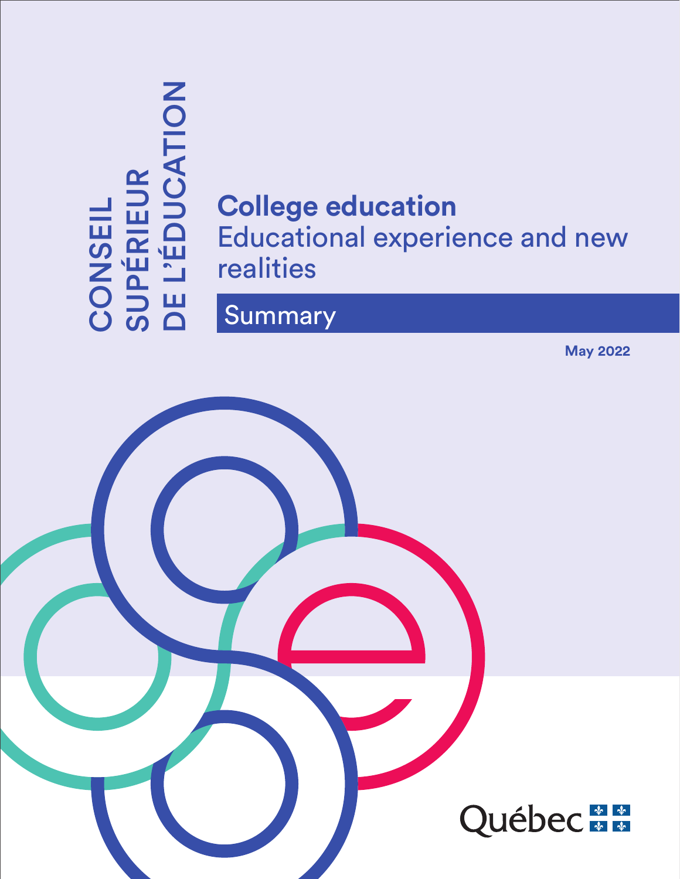CONSEIL SUPÉRIEUR DE L'ÉDUCATION

# College education

## Educational experience and new realities

## Summary

May 2022

Québec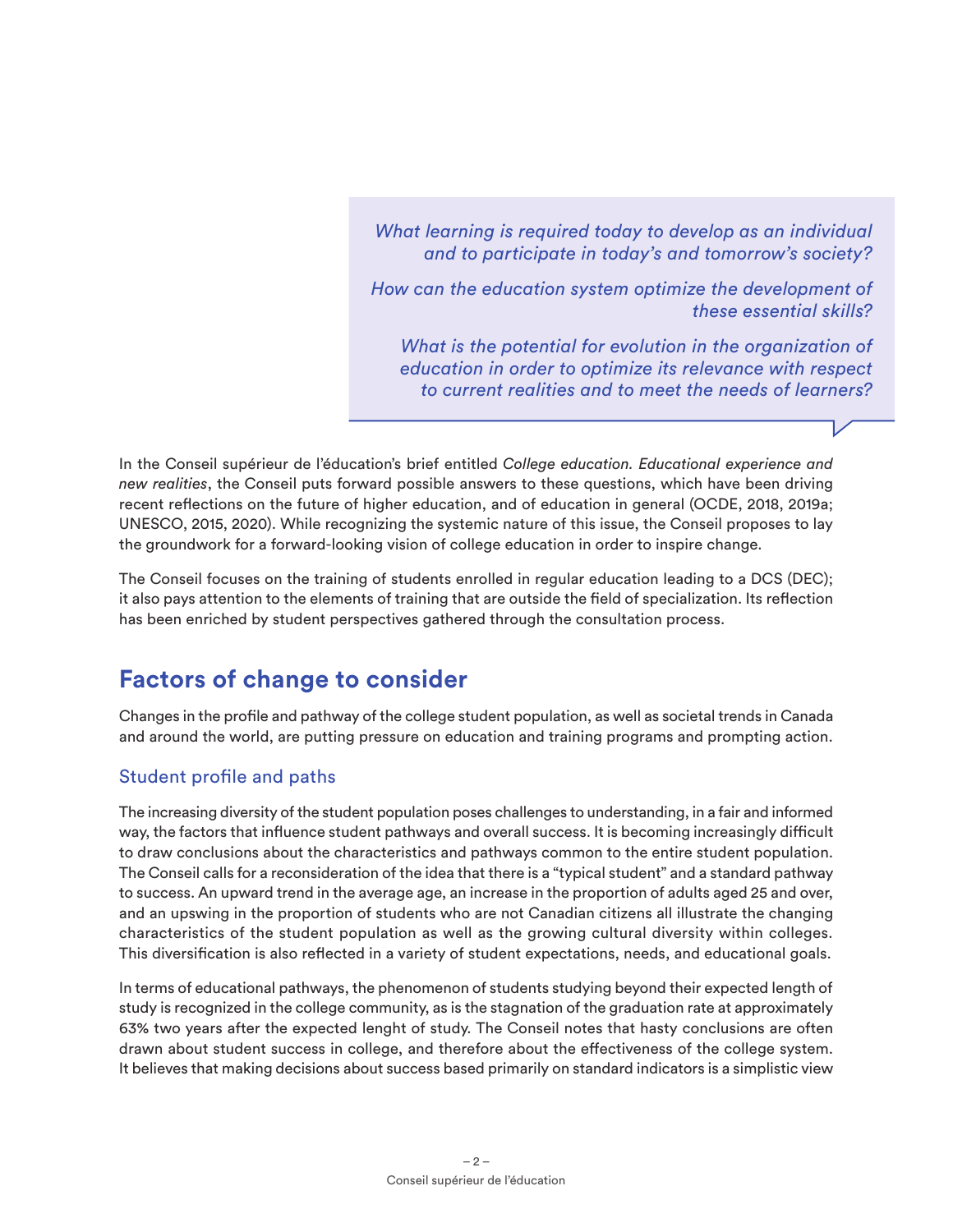*What learning is required today to develop as an individual and to participate in today's and tomorrow's society?*

*How can the education system optimize the development of these essential skills?*

*What is the potential for evolution in the organization of education in order to optimize its relevance with respect to current realities and to meet the needs of learners?*

In the Conseil supérieur de l'éducation's brief entitled *College education. Educational experience and new realities*, the Conseil puts forward possible answers to these questions, which have been driving recent reflections on the future of higher education, and of education in general (OCDE, 2018, 2019a; UNESCO, 2015, 2020). While recognizing the systemic nature of this issue, the Conseil proposes to lay the groundwork for a forward-looking vision of college education in order to inspire change.

The Conseil focuses on the training of students enrolled in regular education leading to a DCS (DEC); it also pays attention to the elements of training that are outside the field of specialization. Its reflection has been enriched by student perspectives gathered through the consultation process.

## Factors of change to consider

Changes in the profile and pathway of the college student population, as well as societal trends in Canada and around the world, are putting pressure on education and training programs and prompting action.

### Student profile and paths

The increasing diversity of the student population poses challenges to understanding, in a fair and informed way, the factors that influence student pathways and overall success. It is becoming increasingly difficult to draw conclusions about the characteristics and pathways common to the entire student population. The Conseil calls for a reconsideration of the idea that there is a "typical student" and a standard pathway to success. An upward trend in the average age, an increase in the proportion of adults aged 25 and over, and an upswing in the proportion of students who are not Canadian citizens all illustrate the changing characteristics of the student population as well as the growing cultural diversity within colleges. This diversification is also reflected in a variety of student expectations, needs, and educational goals.

In terms of educational pathways, the phenomenon of students studying beyond their expected length of study is recognized in the college community, as is the stagnation of the graduation rate at approximately 63% two years after the expected lenght of study. The Conseil notes that hasty conclusions are often drawn about student success in college, and therefore about the effectiveness of the college system. It believes that making decisions about success based primarily on standard indicators is a simplistic view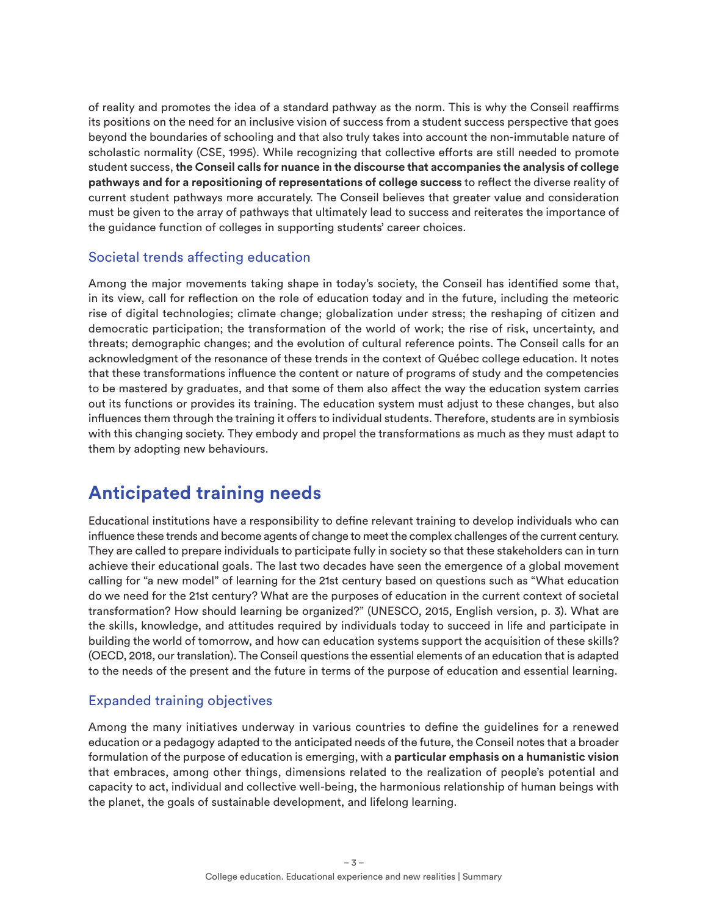of reality and promotes the idea of a standard pathway as the norm. This is why the Conseil reaffirms its positions on the need for an inclusive vision of success from a student success perspective that goes beyond the boundaries of schooling and that also truly takes into account the non-immutable nature of scholastic normality (CSE, 1995). While recognizing that collective efforts are still needed to promote student success, **the Conseil calls for nuance in the discourse that accompanies the analysis of college pathways and for a repositioning of representations of college success** to reflect the diverse reality of current student pathways more accurately. The Conseil believes that greater value and consideration must be given to the array of pathways that ultimately lead to success and reiterates the importance of the guidance function of colleges in supporting students' career choices.

### Societal trends affecting education

Among the major movements taking shape in today's society, the Conseil has identified some that, in its view, call for reflection on the role of education today and in the future, including the meteoric rise of digital technologies; climate change; globalization under stress; the reshaping of citizen and democratic participation; the transformation of the world of work; the rise of risk, uncertainty, and threats; demographic changes; and the evolution of cultural reference points. The Conseil calls for an acknowledgment of the resonance of these trends in the context of Québec college education. It notes that these transformations influence the content or nature of programs of study and the competencies to be mastered by graduates, and that some of them also affect the way the education system carries out its functions or provides its training. The education system must adjust to these changes, but also influences them through the training it offers to individual students. Therefore, students are in symbiosis with this changing society. They embody and propel the transformations as much as they must adapt to them by adopting new behaviours.

## Anticipated training needs

Educational institutions have a responsibility to define relevant training to develop individuals who can influence these trends and become agents of change to meet the complex challenges of the current century. They are called to prepare individuals to participate fully in society so that these stakeholders can in turn achieve their educational goals. The last two decades have seen the emergence of a global movement calling for "a new model" of learning for the 21st century based on questions such as "What education do we need for the 21st century? What are the purposes of education in the current context of societal transformation? How should learning be organized?" (UNESCO, 2015, English version, p. 3). What are the skills, knowledge, and attitudes required by individuals today to succeed in life and participate in building the world of tomorrow, and how can education systems support the acquisition of these skills? (OECD, 2018, our translation). The Conseil questions the essential elements of an education that is adapted to the needs of the present and the future in terms of the purpose of education and essential learning.

### Expanded training objectives

Among the many initiatives underway in various countries to define the guidelines for a renewed education or a pedagogy adapted to the anticipated needs of the future, the Conseil notes that a broader formulation of the purpose of education is emerging, with a **particular emphasis on a humanistic vision** that embraces, among other things, dimensions related to the realization of people's potential and capacity to act, individual and collective well-being, the harmonious relationship of human beings with the planet, the goals of sustainable development, and lifelong learning.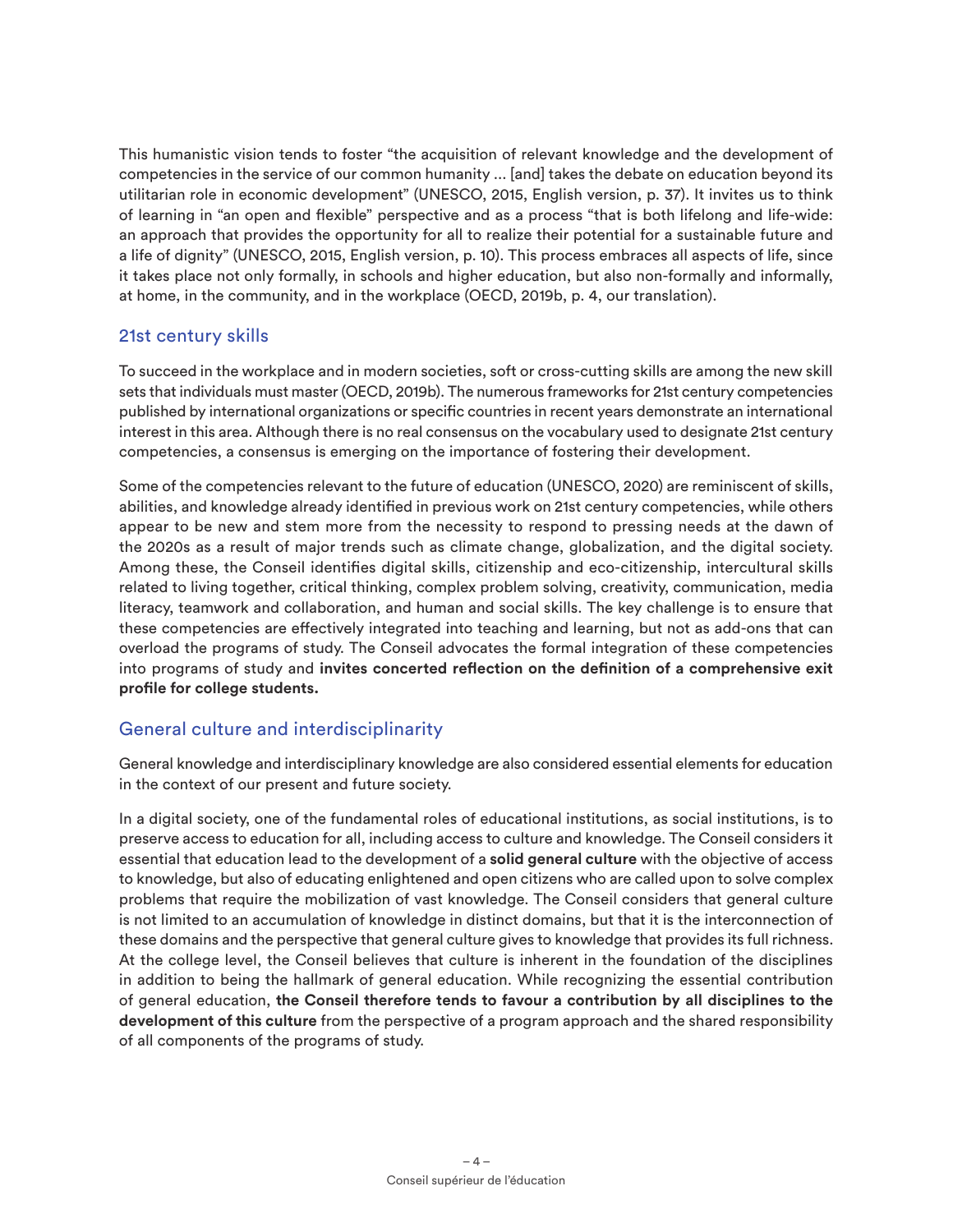This humanistic vision tends to foster "the acquisition of relevant knowledge and the development of competencies in the service of our common humanity ... [and] takes the debate on education beyond its utilitarian role in economic development" (UNESCO, 2015, English version, p. 37). It invites us to think of learning in "an open and flexible" perspective and as a process "that is both lifelong and life-wide: an approach that provides the opportunity for all to realize their potential for a sustainable future and a life of dignity" (UNESCO, 2015, English version, p. 10). This process embraces all aspects of life, since it takes place not only formally, in schools and higher education, but also non-formally and informally, at home, in the community, and in the workplace (OECD, 2019b, p. 4, our translation).

## 21st century skills

To succeed in the workplace and in modern societies, soft or cross-cutting skills are among the new skill sets that individuals must master (OECD, 2019b). The numerous frameworks for 21st century competencies published by international organizations or specific countries in recent years demonstrate an international interest in this area. Although there is no real consensus on the vocabulary used to designate 21st century competencies, a consensus is emerging on the importance of fostering their development.

Some of the competencies relevant to the future of education (UNESCO, 2020) are reminiscent of skills, abilities, and knowledge already identified in previous work on 21st century competencies, while others appear to be new and stem more from the necessity to respond to pressing needs at the dawn of the 2020s as a result of major trends such as climate change, globalization, and the digital society. Among these, the Conseil identifies digital skills, citizenship and eco-citizenship, intercultural skills related to living together, critical thinking, complex problem solving, creativity, communication, media literacy, teamwork and collaboration, and human and social skills. The key challenge is to ensure that these competencies are effectively integrated into teaching and learning, but not as add-ons that can overload the programs of study. The Conseil advocates the formal integration of these competencies into programs of study and **invites concerted reflection on the definition of a comprehensive exit profile for college students.**

## General culture and interdisciplinarity

General knowledge and interdisciplinary knowledge are also considered essential elements for education in the context of our present and future society.

In a digital society, one of the fundamental roles of educational institutions, as social institutions, is to preserve access to education for all, including access to culture and knowledge. The Conseil considers it essential that education lead to the development of a **solid general culture** with the objective of access to knowledge, but also of educating enlightened and open citizens who are called upon to solve complex problems that require the mobilization of vast knowledge. The Conseil considers that general culture is not limited to an accumulation of knowledge in distinct domains, but that it is the interconnection of these domains and the perspective that general culture gives to knowledge that provides its full richness. At the college level, the Conseil believes that culture is inherent in the foundation of the disciplines in addition to being the hallmark of general education. While recognizing the essential contribution of general education, **the Conseil therefore tends to favour a contribution by all disciplines to the development of this culture** from the perspective of a program approach and the shared responsibility of all components of the programs of study.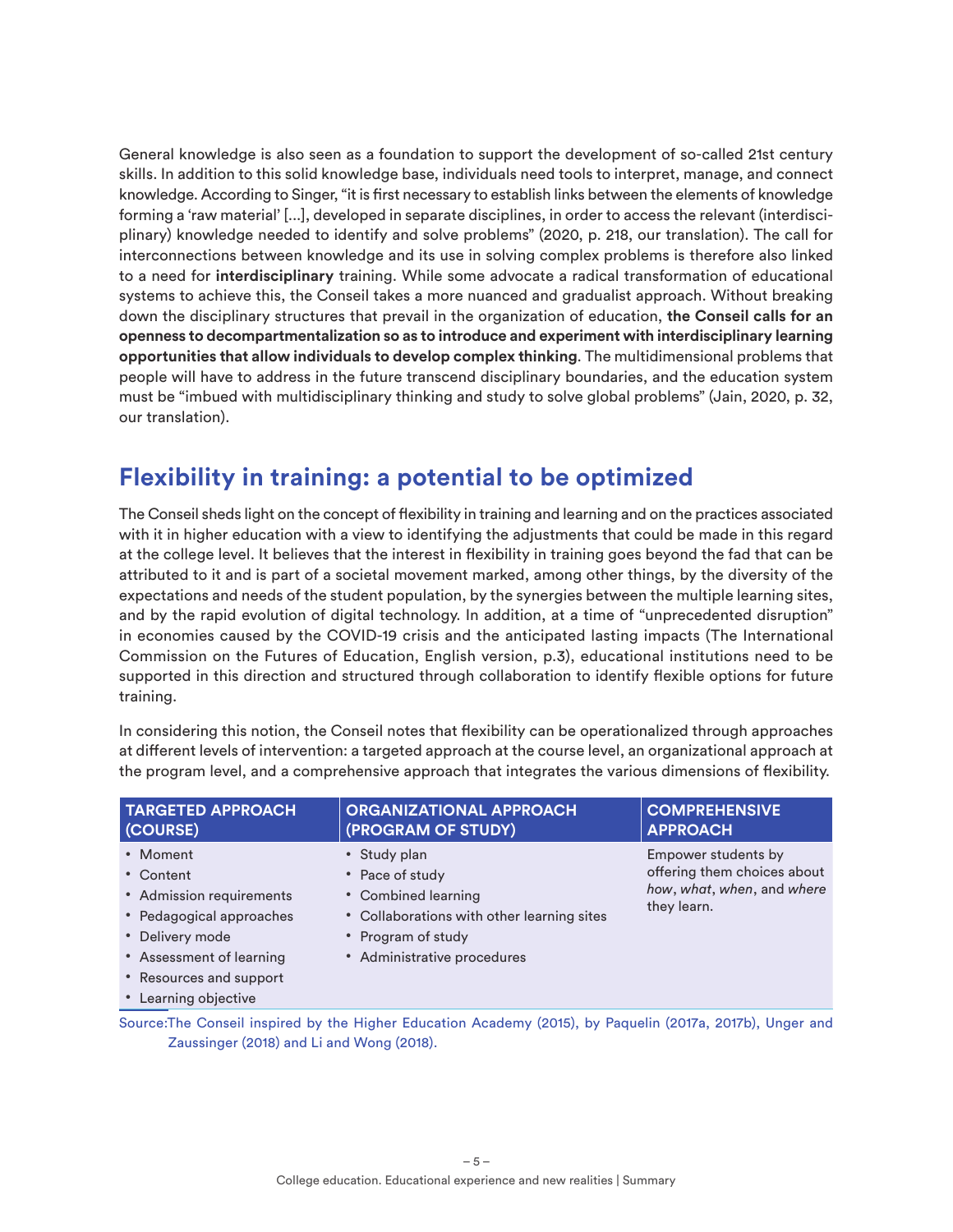General knowledge is also seen as a foundation to support the development of so-called 21st century skills. In addition to this solid knowledge base, individuals need tools to interpret, manage, and connect knowledge. According to Singer, "it is first necessary to establish links between the elements of knowledge forming a 'raw material' [...], developed in separate disciplines, in order to access the relevant (interdisciplinary) knowledge needed to identify and solve problems" (2020, p. 218, our translation). The call for interconnections between knowledge and its use in solving complex problems is therefore also linked to a need for **interdisciplinary** training. While some advocate a radical transformation of educational systems to achieve this, the Conseil takes a more nuanced and gradualist approach. Without breaking down the disciplinary structures that prevail in the organization of education, **the Conseil calls for an openness to decompartmentalization so as to introduce and experiment with interdisciplinary learning opportunities that allow individuals to develop complex thinking**. The multidimensional problems that people will have to address in the future transcend disciplinary boundaries, and the education system must be "imbued with multidisciplinary thinking and study to solve global problems" (Jain, 2020, p. 32, our translation).

## Flexibility in training: a potential to be optimized

The Conseil sheds light on the concept of flexibility in training and learning and on the practices associated with it in higher education with a view to identifying the adjustments that could be made in this regard at the college level. It believes that the interest in flexibility in training goes beyond the fad that can be attributed to it and is part of a societal movement marked, among other things, by the diversity of the expectations and needs of the student population, by the synergies between the multiple learning sites, and by the rapid evolution of digital technology. In addition, at a time of "unprecedented disruption" in economies caused by the COVID-19 crisis and the anticipated lasting impacts (The International Commission on the Futures of Education, English version, p.3), educational institutions need to be supported in this direction and structured through collaboration to identify flexible options for future training.

In considering this notion, the Conseil notes that flexibility can be operationalized through approaches at different levels of intervention: a targeted approach at the course level, an organizational approach at the program level, and a comprehensive approach that integrates the various dimensions of flexibility.

| TARGETED APPROACH (COURSE) | ORGANIZATIONAL APPROACH (PROGRAM OF STUDY) | COMPREHENSIVE APPROACH |
|---|---|---|
| • Moment<br>• Content<br>• Admission requirements<br>• Pedagogical approaches<br>• Delivery mode<br>• Assessment of learning<br>• Resources and support<br>• Learning objective | • Study plan<br>• Pace of study<br>• Combined learning<br>• Collaborations with other learning sites<br>• Program of study<br>• Administrative procedures | Empower students by offering them choices about *how*, *what*, *when*, and *where* they learn. |

Source:The Conseil inspired by the Higher Education Academy (2015), by Paquelin (2017a, 2017b), Unger and Zaussinger (2018) and Li and Wong (2018).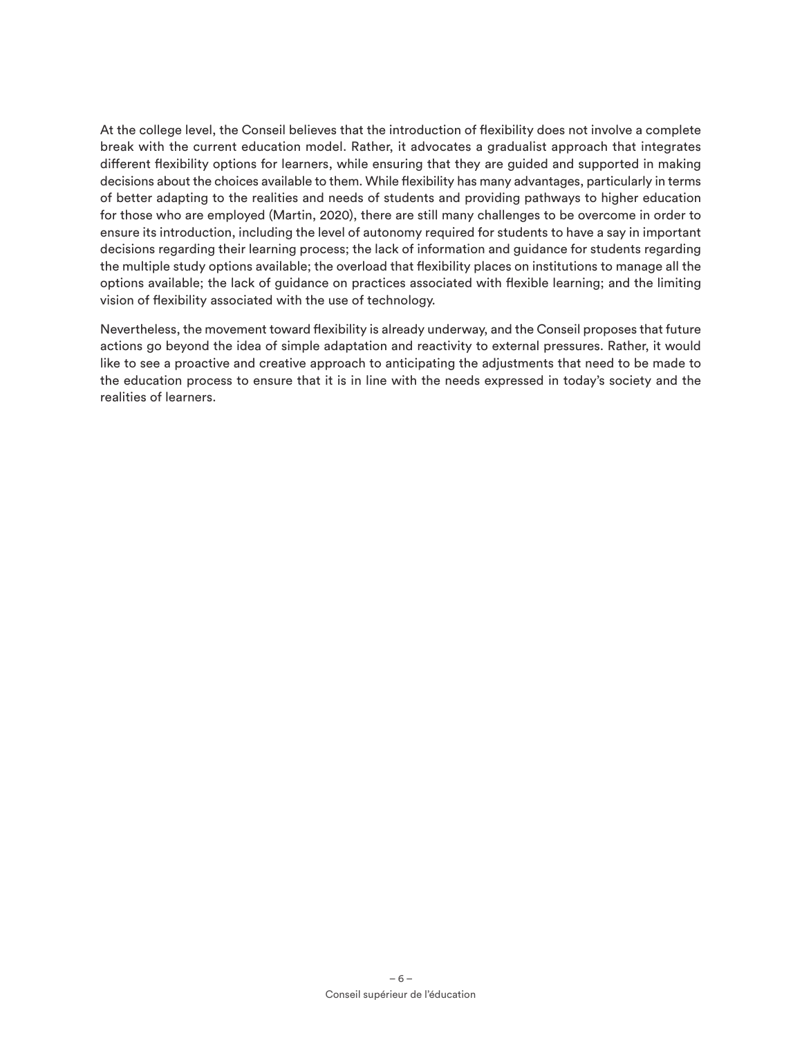At the college level, the Conseil believes that the introduction of flexibility does not involve a complete break with the current education model. Rather, it advocates a gradualist approach that integrates different flexibility options for learners, while ensuring that they are guided and supported in making decisions about the choices available to them. While flexibility has many advantages, particularly in terms of better adapting to the realities and needs of students and providing pathways to higher education for those who are employed (Martin, 2020), there are still many challenges to be overcome in order to ensure its introduction, including the level of autonomy required for students to have a say in important decisions regarding their learning process; the lack of information and guidance for students regarding the multiple study options available; the overload that flexibility places on institutions to manage all the options available; the lack of guidance on practices associated with flexible learning; and the limiting vision of flexibility associated with the use of technology.

Nevertheless, the movement toward flexibility is already underway, and the Conseil proposes that future actions go beyond the idea of simple adaptation and reactivity to external pressures. Rather, it would like to see a proactive and creative approach to anticipating the adjustments that need to be made to the education process to ensure that it is in line with the needs expressed in today's society and the realities of learners.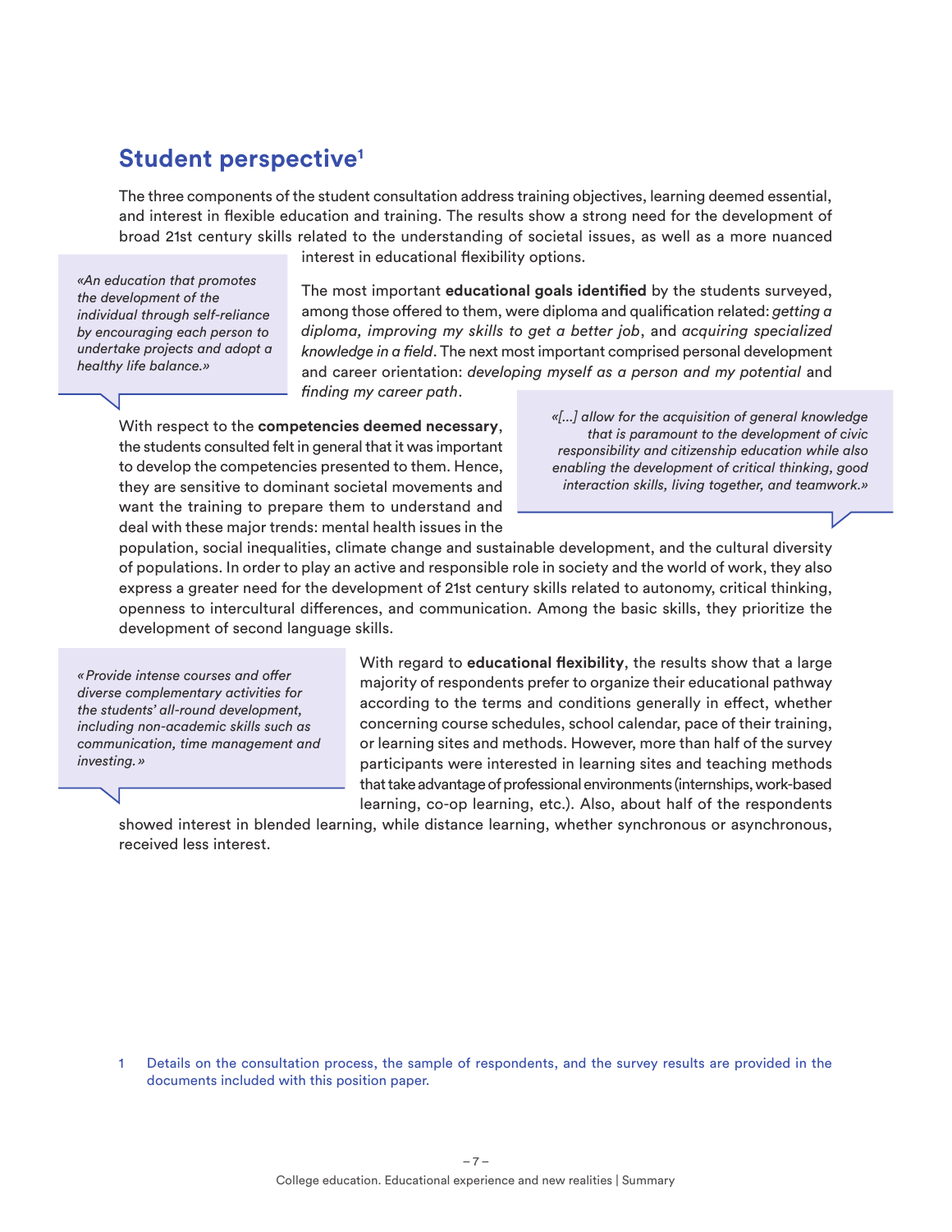## Student perspective[1]

The three components of the student consultation address training objectives, learning deemed essential, and interest in flexible education and training. The results show a strong need for the development of broad 21st century skills related to the understanding of societal issues, as well as a more nuanced interest in educational flexibility options.

> *«An education that promotes the development of the individual through self-reliance by encouraging each person to undertake projects and adopt a healthy life balance.»*

The most important **educational goals identified** by the students surveyed, among those offered to them, were diploma and qualification related: *getting a diploma, improving my skills to get a better job*, and *acquiring specialized knowledge in a field*. The next most important comprised personal development and career orientation: *developing myself as a person and my potential* and *finding my career path*.

> *«[...] allow for the acquisition of general knowledge that is paramount to the development of civic responsibility and citizenship education while also enabling the development of critical thinking, good interaction skills, living together, and teamwork.»*

With respect to the **competencies deemed necessary**, the students consulted felt in general that it was important to develop the competencies presented to them. Hence, they are sensitive to dominant societal movements and want the training to prepare them to understand and deal with these major trends: mental health issues in the population, social inequalities, climate change and sustainable development, and the cultural diversity of populations. In order to play an active and responsible role in society and the world of work, they also express a greater need for the development of 21st century skills related to autonomy, critical thinking, openness to intercultural differences, and communication. Among the basic skills, they prioritize the development of second language skills.

> *«Provide intense courses and offer diverse complementary activities for the students' all-round development, including non-academic skills such as communication, time management and investing.»*

With regard to **educational flexibility**, the results show that a large majority of respondents prefer to organize their educational pathway according to the terms and conditions generally in effect, whether concerning course schedules, school calendar, pace of their training, or learning sites and methods. However, more than half of the survey participants were interested in learning sites and teaching methods that take advantage of professional environments (internships, work-based learning, co-op learning, etc.). Also, about half of the respondents showed interest in blended learning, while distance learning, whether synchronous or asynchronous, received less interest.

1 Details on the consultation process, the sample of respondents, and the survey results are provided in the documents included with this position paper.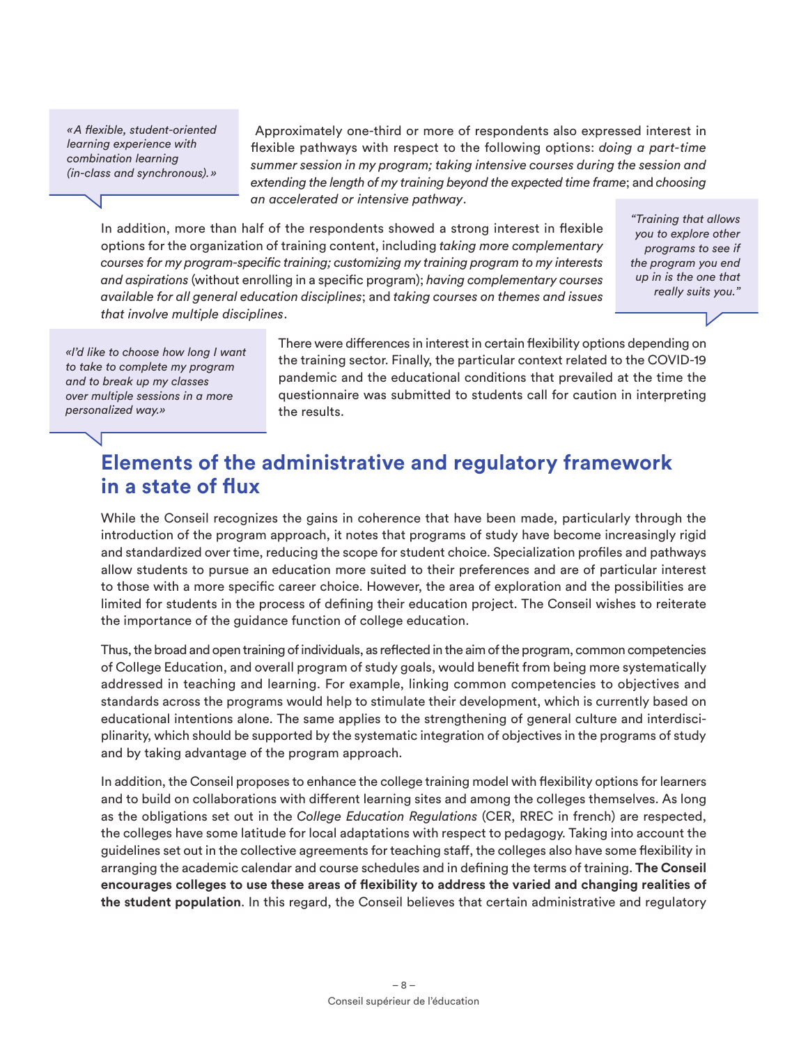> *«A flexible, student-oriented learning experience with combination learning (in-class and synchronous).»*

Approximately one-third or more of respondents also expressed interest in flexible pathways with respect to the following options: *doing a part-time summer session in my program; taking intensive courses during the session and extending the length of my training beyond the expected time frame*; and *choosing an accelerated or intensive pathway*.

In addition, more than half of the respondents showed a strong interest in flexible options for the organization of training content, including *taking more complementary courses for my program-specific training; customizing my training program to my interests and aspirations* (without enrolling in a specific program); *having complementary courses available for all general education disciplines*; and *taking courses on themes and issues that involve multiple disciplines*.

> *"Training that allows you to explore other programs to see if the program you end up in is the one that really suits you."*

> *«I'd like to choose how long I want to take to complete my program and to break up my classes over multiple sessions in a more personalized way.»*

There were differences in interest in certain flexibility options depending on the training sector. Finally, the particular context related to the COVID-19 pandemic and the educational conditions that prevailed at the time the questionnaire was submitted to students call for caution in interpreting the results.

## Elements of the administrative and regulatory framework in a state of flux

While the Conseil recognizes the gains in coherence that have been made, particularly through the introduction of the program approach, it notes that programs of study have become increasingly rigid and standardized over time, reducing the scope for student choice. Specialization profiles and pathways allow students to pursue an education more suited to their preferences and are of particular interest to those with a more specific career choice. However, the area of exploration and the possibilities are limited for students in the process of defining their education project. The Conseil wishes to reiterate the importance of the guidance function of college education.

Thus, the broad and open training of individuals, as reflected in the aim of the program, common competencies of College Education, and overall program of study goals, would benefit from being more systematically addressed in teaching and learning. For example, linking common competencies to objectives and standards across the programs would help to stimulate their development, which is currently based on educational intentions alone. The same applies to the strengthening of general culture and interdisciplinarity, which should be supported by the systematic integration of objectives in the programs of study and by taking advantage of the program approach.

In addition, the Conseil proposes to enhance the college training model with flexibility options for learners and to build on collaborations with different learning sites and among the colleges themselves. As long as the obligations set out in the *College Education Regulations* (CER, RREC in french) are respected, the colleges have some latitude for local adaptations with respect to pedagogy. Taking into account the guidelines set out in the collective agreements for teaching staff, the colleges also have some flexibility in arranging the academic calendar and course schedules and in defining the terms of training. **The Conseil encourages colleges to use these areas of flexibility to address the varied and changing realities of the student population**. In this regard, the Conseil believes that certain administrative and regulatory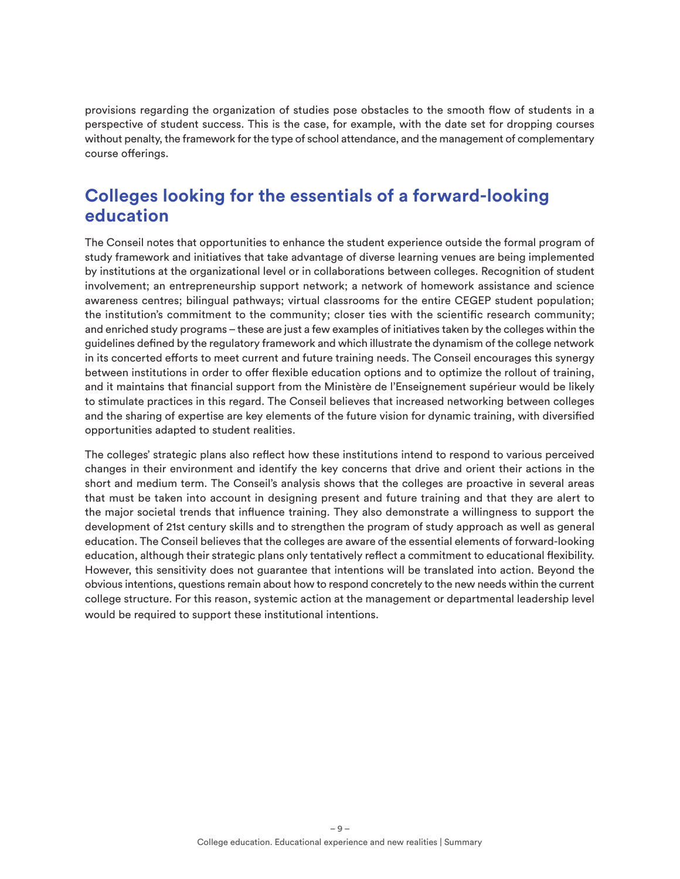provisions regarding the organization of studies pose obstacles to the smooth flow of students in a perspective of student success. This is the case, for example, with the date set for dropping courses without penalty, the framework for the type of school attendance, and the management of complementary course offerings.

## Colleges looking for the essentials of a forward-looking education

The Conseil notes that opportunities to enhance the student experience outside the formal program of study framework and initiatives that take advantage of diverse learning venues are being implemented by institutions at the organizational level or in collaborations between colleges. Recognition of student involvement; an entrepreneurship support network; a network of homework assistance and science awareness centres; bilingual pathways; virtual classrooms for the entire CEGEP student population; the institution's commitment to the community; closer ties with the scientific research community; and enriched study programs – these are just a few examples of initiatives taken by the colleges within the guidelines defined by the regulatory framework and which illustrate the dynamism of the college network in its concerted efforts to meet current and future training needs. The Conseil encourages this synergy between institutions in order to offer flexible education options and to optimize the rollout of training, and it maintains that financial support from the Ministère de l'Enseignement supérieur would be likely to stimulate practices in this regard. The Conseil believes that increased networking between colleges and the sharing of expertise are key elements of the future vision for dynamic training, with diversified opportunities adapted to student realities.

The colleges' strategic plans also reflect how these institutions intend to respond to various perceived changes in their environment and identify the key concerns that drive and orient their actions in the short and medium term. The Conseil's analysis shows that the colleges are proactive in several areas that must be taken into account in designing present and future training and that they are alert to the major societal trends that influence training. They also demonstrate a willingness to support the development of 21st century skills and to strengthen the program of study approach as well as general education. The Conseil believes that the colleges are aware of the essential elements of forward-looking education, although their strategic plans only tentatively reflect a commitment to educational flexibility. However, this sensitivity does not guarantee that intentions will be translated into action. Beyond the obvious intentions, questions remain about how to respond concretely to the new needs within the current college structure. For this reason, systemic action at the management or departmental leadership level would be required to support these institutional intentions.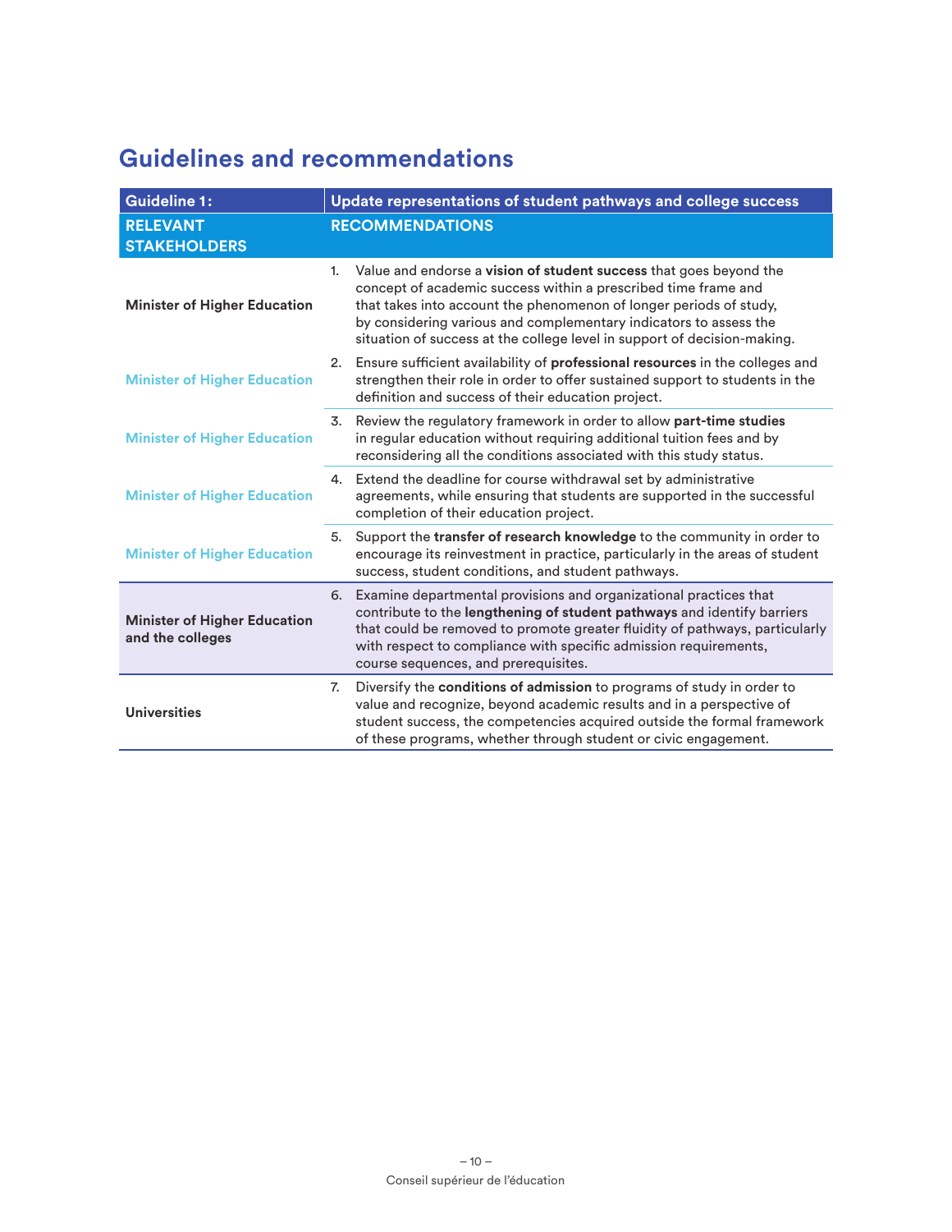## Guidelines and recommendations

| Guideline 1: | Update representations of student pathways and college success |
|---|---|
| **RELEVANT STAKEHOLDERS** | **RECOMMENDATIONS** |
| **Minister of Higher Education** | 1. Value and endorse a **vision of student success** that goes beyond the concept of academic success within a prescribed time frame and that takes into account the phenomenon of longer periods of study, by considering various and complementary indicators to assess the situation of success at the college level in support of decision-making. |
| **Minister of Higher Education** | 2. Ensure sufficient availability of **professional resources** in the colleges and strengthen their role in order to offer sustained support to students in the definition and success of their education project. |
| **Minister of Higher Education** | 3. Review the regulatory framework in order to allow **part-time studies** in regular education without requiring additional tuition fees and by reconsidering all the conditions associated with this study status. |
| **Minister of Higher Education** | 4. Extend the deadline for course withdrawal set by administrative agreements, while ensuring that students are supported in the successful completion of their education project. |
| **Minister of Higher Education** | 5. Support the **transfer of research knowledge** to the community in order to encourage its reinvestment in practice, particularly in the areas of student success, student conditions, and student pathways. |
| **Minister of Higher Education and the colleges** | 6. Examine departmental provisions and organizational practices that contribute to the **lengthening of student pathways** and identify barriers that could be removed to promote greater fluidity of pathways, particularly with respect to compliance with specific admission requirements, course sequences, and prerequisites. |
| **Universities** | 7. Diversify the **conditions of admission** to programs of study in order to value and recognize, beyond academic results and in a perspective of student success, the competencies acquired outside the formal framework of these programs, whether through student or civic engagement. |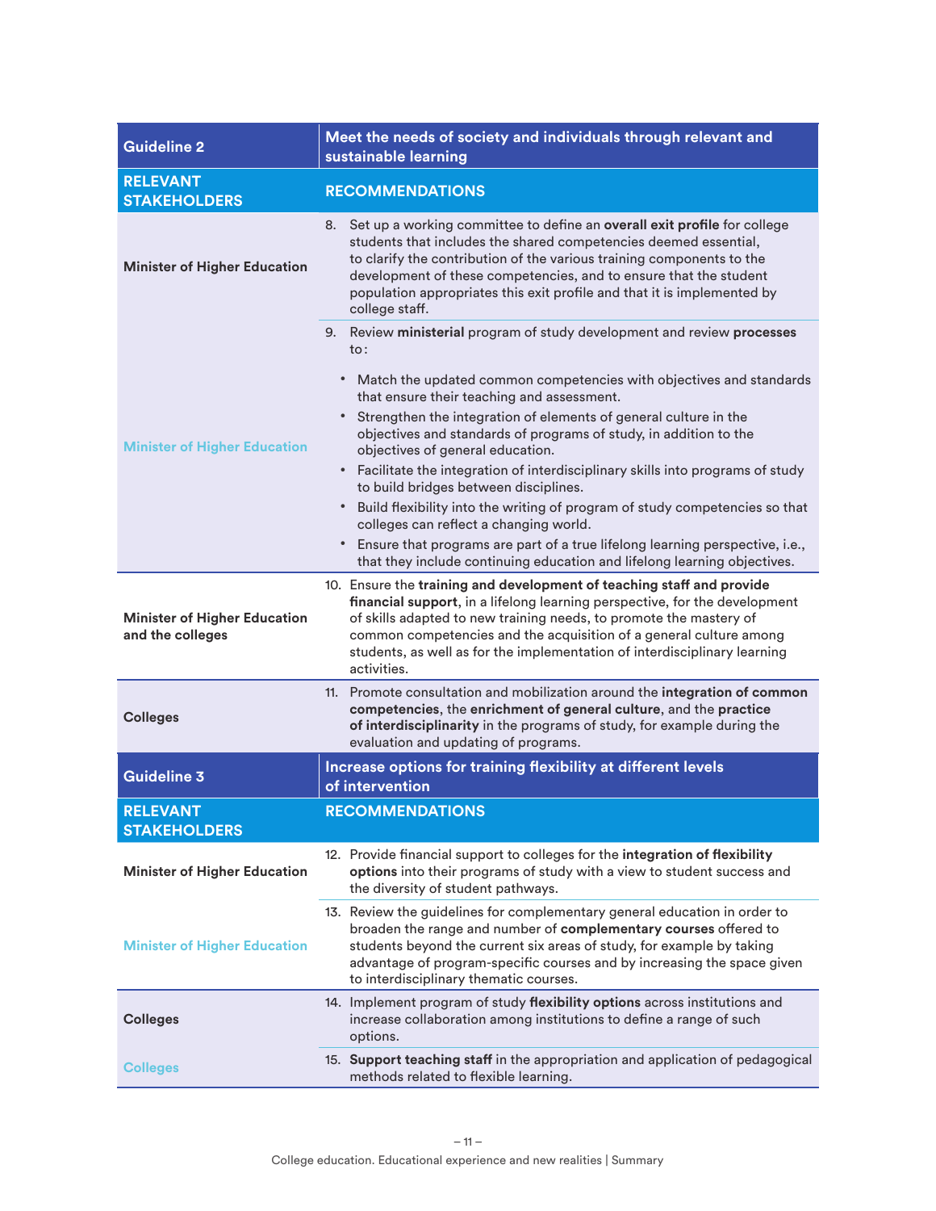| Guideline 2 | Meet the needs of society and individuals through relevant and sustainable learning |
|---|---|
| **RELEVANT STAKEHOLDERS** | **RECOMMENDATIONS** |
| **Minister of Higher Education** | 8. Set up a working committee to define an **overall exit profile** for college students that includes the shared competencies deemed essential, to clarify the contribution of the various training components to the development of these competencies, and to ensure that the student population appropriates this exit profile and that it is implemented by college staff. |
| Minister of Higher Education | 9. Review **ministerial** program of study development and review **processes** to: <br>• Match the updated common competencies with objectives and standards that ensure their teaching and assessment.<br>• Strengthen the integration of elements of general culture in the objectives and standards of programs of study, in addition to the objectives of general education.<br>• Facilitate the integration of interdisciplinary skills into programs of study to build bridges between disciplines.<br>• Build flexibility into the writing of program of study competencies so that colleges can reflect a changing world.<br>• Ensure that programs are part of a true lifelong learning perspective, i.e., that they include continuing education and lifelong learning objectives. |
| **Minister of Higher Education and the colleges** | 10. Ensure the **training and development of teaching staff and provide financial support**, in a lifelong learning perspective, for the development of skills adapted to new training needs, to promote the mastery of common competencies and the acquisition of a general culture among students, as well as for the implementation of interdisciplinary learning activities. |
| **Colleges** | 11. Promote consultation and mobilization around the **integration of common competencies**, the **enrichment of general culture**, and the **practice of interdisciplinarity** in the programs of study, for example during the evaluation and updating of programs. |

| Guideline 3 | Increase options for training flexibility at different levels of intervention |
|---|---|
| **RELEVANT STAKEHOLDERS** | **RECOMMENDATIONS** |
| **Minister of Higher Education** | 12. Provide financial support to colleges for the **integration of flexibility options** into their programs of study with a view to student success and the diversity of student pathways. |
| Minister of Higher Education | 13. Review the guidelines for complementary general education in order to broaden the range and number of **complementary courses** offered to students beyond the current six areas of study, for example by taking advantage of program-specific courses and by increasing the space given to interdisciplinary thematic courses. |
| **Colleges** | 14. Implement program of study **flexibility options** across institutions and increase collaboration among institutions to define a range of such options. |
| Colleges | 15. **Support teaching staff** in the appropriation and application of pedagogical methods related to flexible learning. |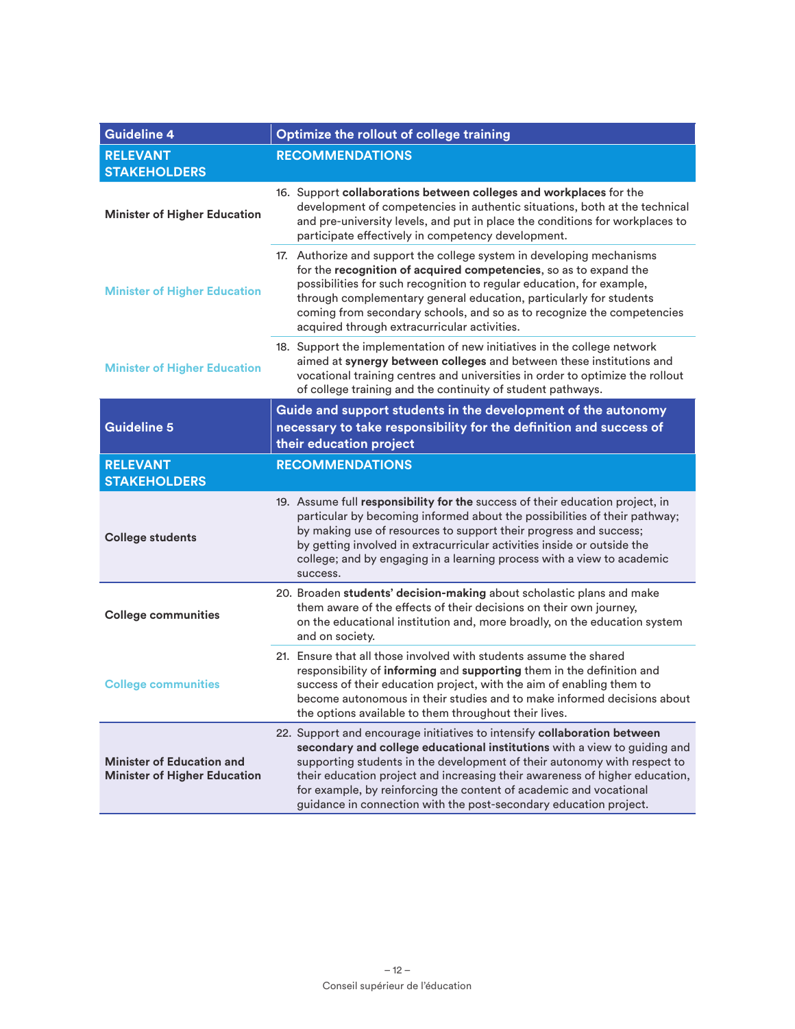| Guideline 4 | Optimize the rollout of college training |
|---|---|
| **RELEVANT STAKEHOLDERS** | **RECOMMENDATIONS** |
| **Minister of Higher Education** | 16. Support **collaborations between colleges and workplaces** for the development of competencies in authentic situations, both at the technical and pre-university levels, and put in place the conditions for workplaces to participate effectively in competency development. |
| **Minister of Higher Education** | 17. Authorize and support the college system in developing mechanisms for the **recognition of acquired competencies**, so as to expand the possibilities for such recognition to regular education, for example, through complementary general education, particularly for students coming from secondary schools, and so as to recognize the competencies acquired through extracurricular activities. |
| **Minister of Higher Education** | 18. Support the implementation of new initiatives in the college network aimed at **synergy between colleges** and between these institutions and vocational training centres and universities in order to optimize the rollout of college training and the continuity of student pathways. |
| **Guideline 5** | **Guide and support students in the development of the autonomy necessary to take responsibility for the definition and success of their education project** |
| **RELEVANT STAKEHOLDERS** | **RECOMMENDATIONS** |
| **College students** | 19. Assume full **responsibility for the** success of their education project, in particular by becoming informed about the possibilities of their pathway; by making use of resources to support their progress and success; by getting involved in extracurricular activities inside or outside the college; and by engaging in a learning process with a view to academic success. |
| **College communities** | 20. Broaden **students' decision-making** about scholastic plans and make them aware of the effects of their decisions on their own journey, on the educational institution and, more broadly, on the education system and on society. |
| **College communities** | 21. Ensure that all those involved with students assume the shared responsibility of **informing** and **supporting** them in the definition and success of their education project, with the aim of enabling them to become autonomous in their studies and to make informed decisions about the options available to them throughout their lives. |
| **Minister of Education and Minister of Higher Education** | 22. Support and encourage initiatives to intensify **collaboration between secondary and college educational institutions** with a view to guiding and supporting students in the development of their autonomy with respect to their education project and increasing their awareness of higher education, for example, by reinforcing the content of academic and vocational guidance in connection with the post-secondary education project. |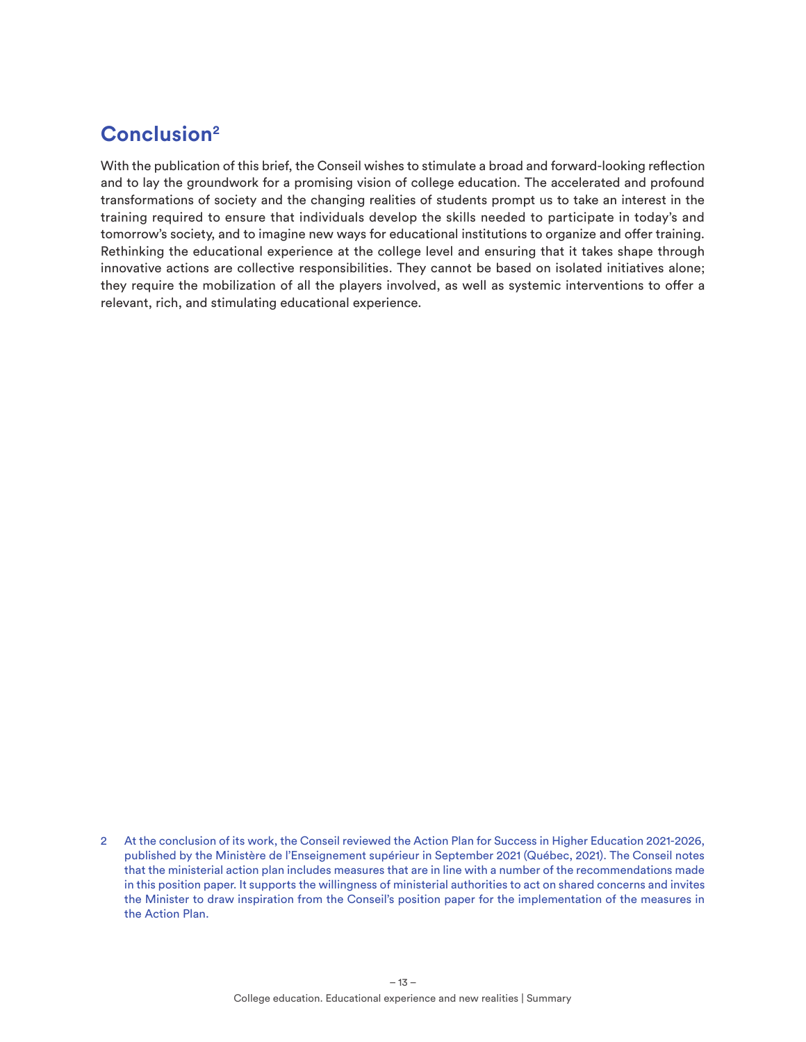## Conclusion[2]

With the publication of this brief, the Conseil wishes to stimulate a broad and forward-looking reflection and to lay the groundwork for a promising vision of college education. The accelerated and profound transformations of society and the changing realities of students prompt us to take an interest in the training required to ensure that individuals develop the skills needed to participate in today's and tomorrow's society, and to imagine new ways for educational institutions to organize and offer training. Rethinking the educational experience at the college level and ensuring that it takes shape through innovative actions are collective responsibilities. They cannot be based on isolated initiatives alone; they require the mobilization of all the players involved, as well as systemic interventions to offer a relevant, rich, and stimulating educational experience.

2 At the conclusion of its work, the Conseil reviewed the Action Plan for Success in Higher Education 2021-2026, published by the Ministère de l'Enseignement supérieur in September 2021 (Québec, 2021). The Conseil notes that the ministerial action plan includes measures that are in line with a number of the recommendations made in this position paper. It supports the willingness of ministerial authorities to act on shared concerns and invites the Minister to draw inspiration from the Conseil's position paper for the implementation of the measures in the Action Plan.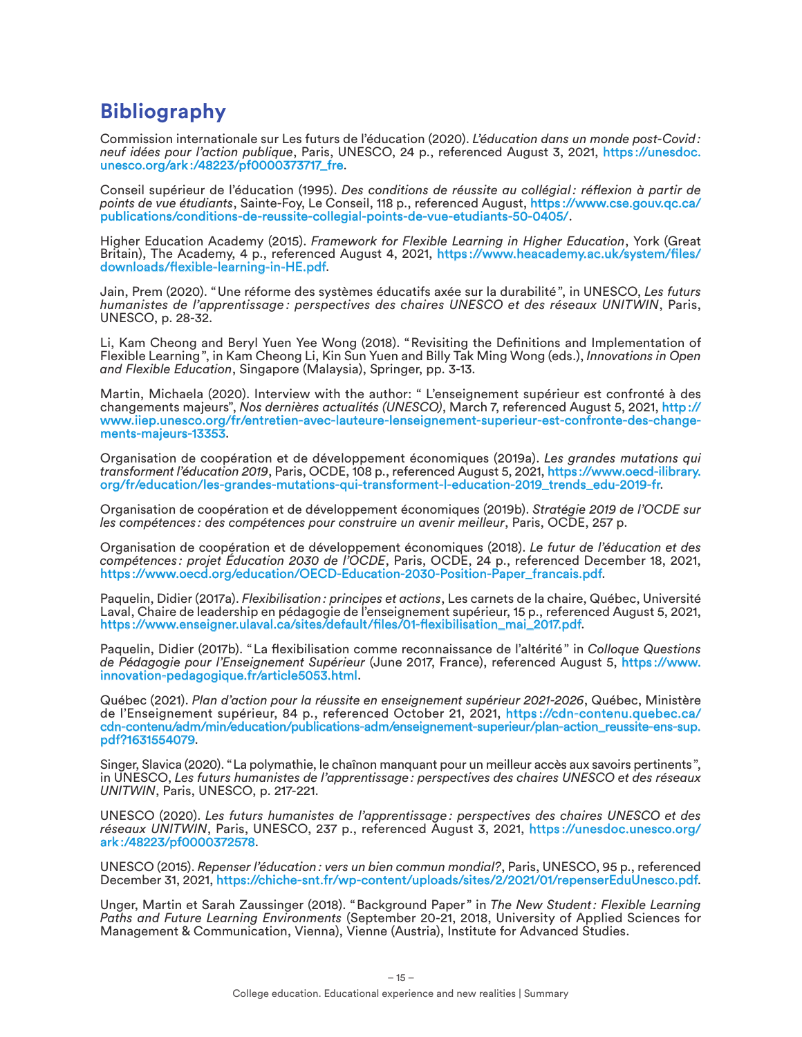## Bibliography

Commission internationale sur Les futurs de l'éducation (2020). *L'éducation dans un monde post-Covid : neuf idées pour l'action publique*, Paris, UNESCO, 24 p., referenced August 3, 2021, https://unesdoc.unesco.org/ark:/48223/pf0000373717_fre.

Conseil supérieur de l'éducation (1995). *Des conditions de réussite au collégial : réflexion à partir de points de vue étudiants*, Sainte-Foy, Le Conseil, 118 p., referenced August, https://www.cse.gouv.qc.ca/publications/conditions-de-reussite-collegial-points-de-vue-etudiants-50-0405/.

Higher Education Academy (2015). *Framework for Flexible Learning in Higher Education*, York (Great Britain), The Academy, 4 p., referenced August 4, 2021, https://www.heacademy.ac.uk/system/files/downloads/flexible-learning-in-HE.pdf.

Jain, Prem (2020). "Une réforme des systèmes éducatifs axée sur la durabilité", in UNESCO, *Les futurs humanistes de l'apprentissage : perspectives des chaires UNESCO et des réseaux UNITWIN*, Paris, UNESCO, p. 28-32.

Li, Kam Cheong and Beryl Yuen Yee Wong (2018). "Revisiting the Definitions and Implementation of Flexible Learning", in Kam Cheong Li, Kin Sun Yuen and Billy Tak Ming Wong (eds.), *Innovations in Open and Flexible Education*, Singapore (Malaysia), Springer, pp. 3-13.

Martin, Michaela (2020). Interview with the author: " L'enseignement supérieur est confronté à des changements majeurs", *Nos dernières actualités (UNESCO)*, March 7, referenced August 5, 2021, http://www.iiep.unesco.org/fr/entretien-avec-lauteure-lenseignement-superieur-est-confronte-des-changements-majeurs-13353.

Organisation de coopération et de développement économiques (2019a). *Les grandes mutations qui transforment l'éducation 2019*, Paris, OCDE, 108 p., referenced August 5, 2021, https://www.oecd-ilibrary.org/fr/education/les-grandes-mutations-qui-transforment-l-education-2019_trends_edu-2019-fr.

Organisation de coopération et de développement économiques (2019b). *Stratégie 2019 de l'OCDE sur les compétences : des compétences pour construire un avenir meilleur*, Paris, OCDE, 257 p.

Organisation de coopération et de développement économiques (2018). *Le futur de l'éducation et des compétences : projet Éducation 2030 de l'OCDE*, Paris, OCDE, 24 p., referenced December 18, 2021, https://www.oecd.org/education/OECD-Education-2030-Position-Paper_francais.pdf.

Paquelin, Didier (2017a). *Flexibilisation : principes et actions*, Les carnets de la chaire, Québec, Université Laval, Chaire de leadership en pédagogie de l'enseignement supérieur, 15 p., referenced August 5, 2021, https://www.enseigner.ulaval.ca/sites/default/files/01-flexibilisation_mai_2017.pdf.

Paquelin, Didier (2017b). "La flexibilisation comme reconnaissance de l'altérité" in *Colloque Questions de Pédagogie pour l'Enseignement Supérieur* (June 2017, France), referenced August 5, https://www.innovation-pedagogique.fr/article5053.html.

Québec (2021). *Plan d'action pour la réussite en enseignement supérieur 2021-2026*, Québec, Ministère de l'Enseignement supérieur, 84 p., referenced October 21, 2021, https://cdn-contenu.quebec.ca/cdn-contenu/adm/min/education/publications-adm/enseignement-superieur/plan-action_reussite-ens-sup.pdf?1631554079.

Singer, Slavica (2020). "La polymathie, le chaînon manquant pour un meilleur accès aux savoirs pertinents", in UNESCO, *Les futurs humanistes de l'apprentissage : perspectives des chaires UNESCO et des réseaux UNITWIN*, Paris, UNESCO, p. 217-221.

UNESCO (2020). *Les futurs humanistes de l'apprentissage : perspectives des chaires UNESCO et des réseaux UNITWIN*, Paris, UNESCO, 237 p., referenced August 3, 2021, https://unesdoc.unesco.org/ark:/48223/pf0000372578.

UNESCO (2015). *Repenser l'éducation : vers un bien commun mondial?*, Paris, UNESCO, 95 p., referenced December 31, 2021, https://chiche-snt.fr/wp-content/uploads/sites/2/2021/01/repenserEduUnesco.pdf.

Unger, Martin et Sarah Zaussinger (2018). "Background Paper" in *The New Student : Flexible Learning Paths and Future Learning Environments* (September 20-21, 2018, University of Applied Sciences for Management & Communication, Vienna), Vienne (Austria), Institute for Advanced Studies.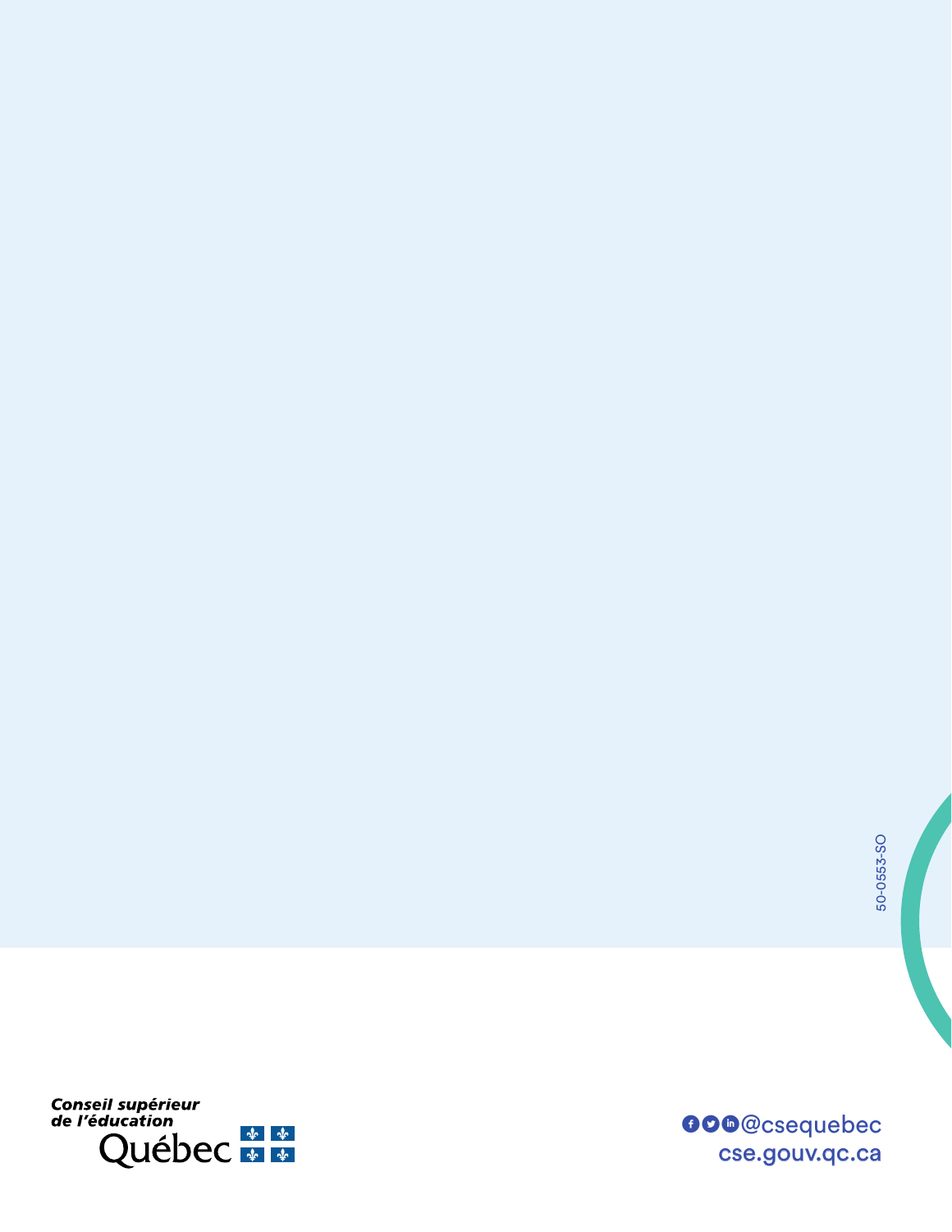50-0553-SO

Conseil supérieur de l'éducation

Québec

@csequebec

cse.gouv.qc.ca